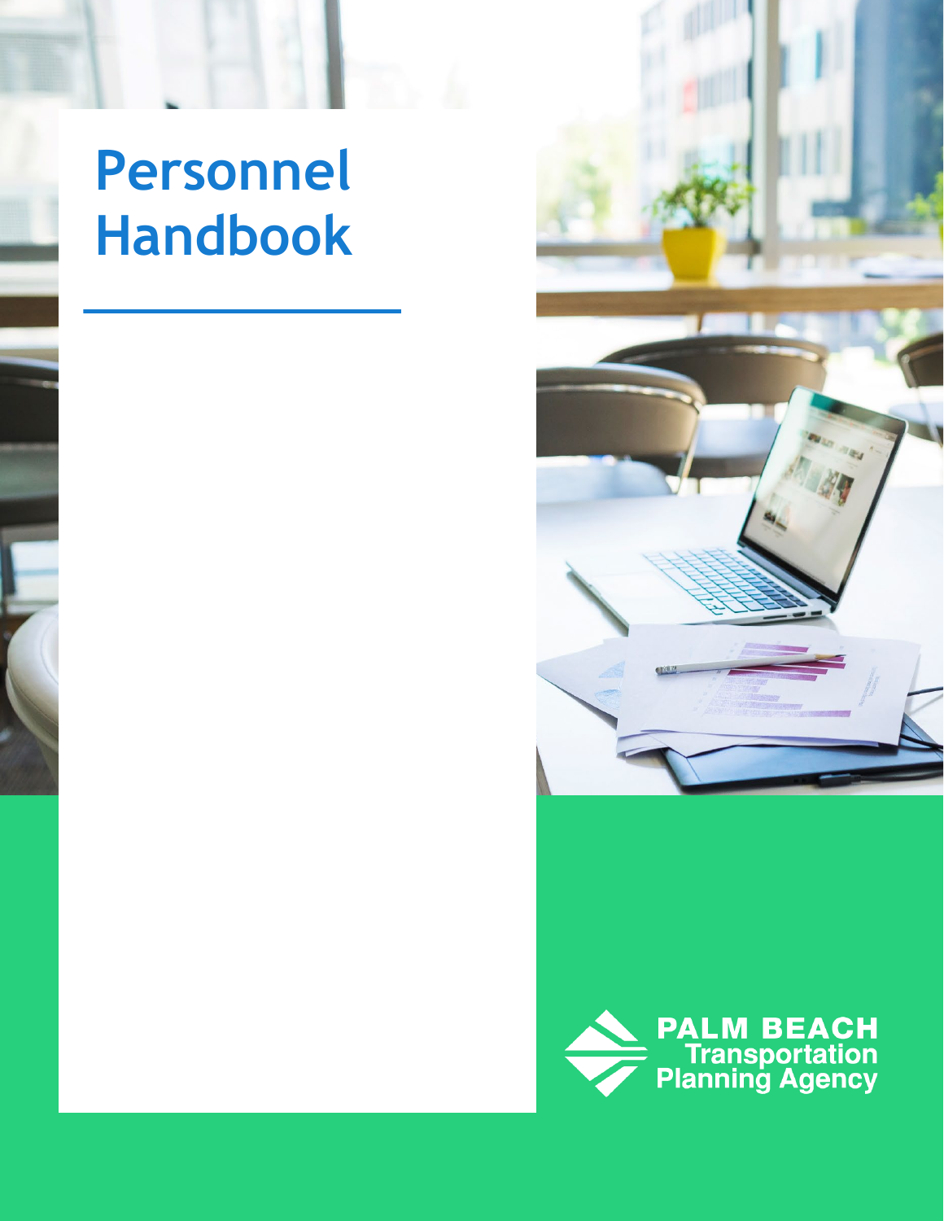# Personnel Handbook

PALM BEACH Transportation Planning Agency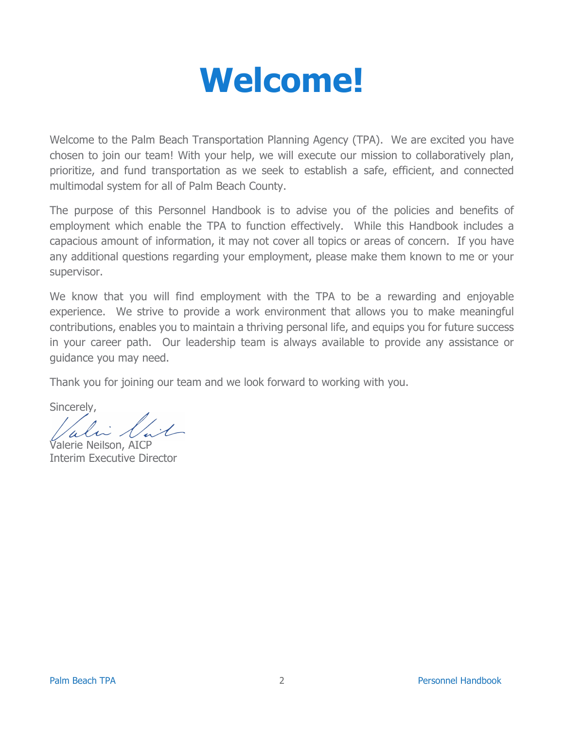# Welcome!

Welcome to the Palm Beach Transportation Planning Agency (TPA). We are excited you have chosen to join our team! With your help, we will execute our mission to collaboratively plan, prioritize, and fund transportation as we seek to establish a safe, efficient, and connected multimodal system for all of Palm Beach County.

The purpose of this Personnel Handbook is to advise you of the policies and benefits of employment which enable the TPA to function effectively. While this Handbook includes a capacious amount of information, it may not cover all topics or areas of concern. If you have any additional questions regarding your employment, please make them known to me or your supervisor.

We know that you will find employment with the TPA to be a rewarding and enjoyable experience. We strive to provide a work environment that allows you to make meaningful contributions, enables you to maintain a thriving personal life, and equips you for future success in your career path. Our leadership team is always available to provide any assistance or guidance you may need.

Thank you for joining our team and we look forward to working with you.

Sincerely,

Valerie Neilson, AICP
Interim Executive Director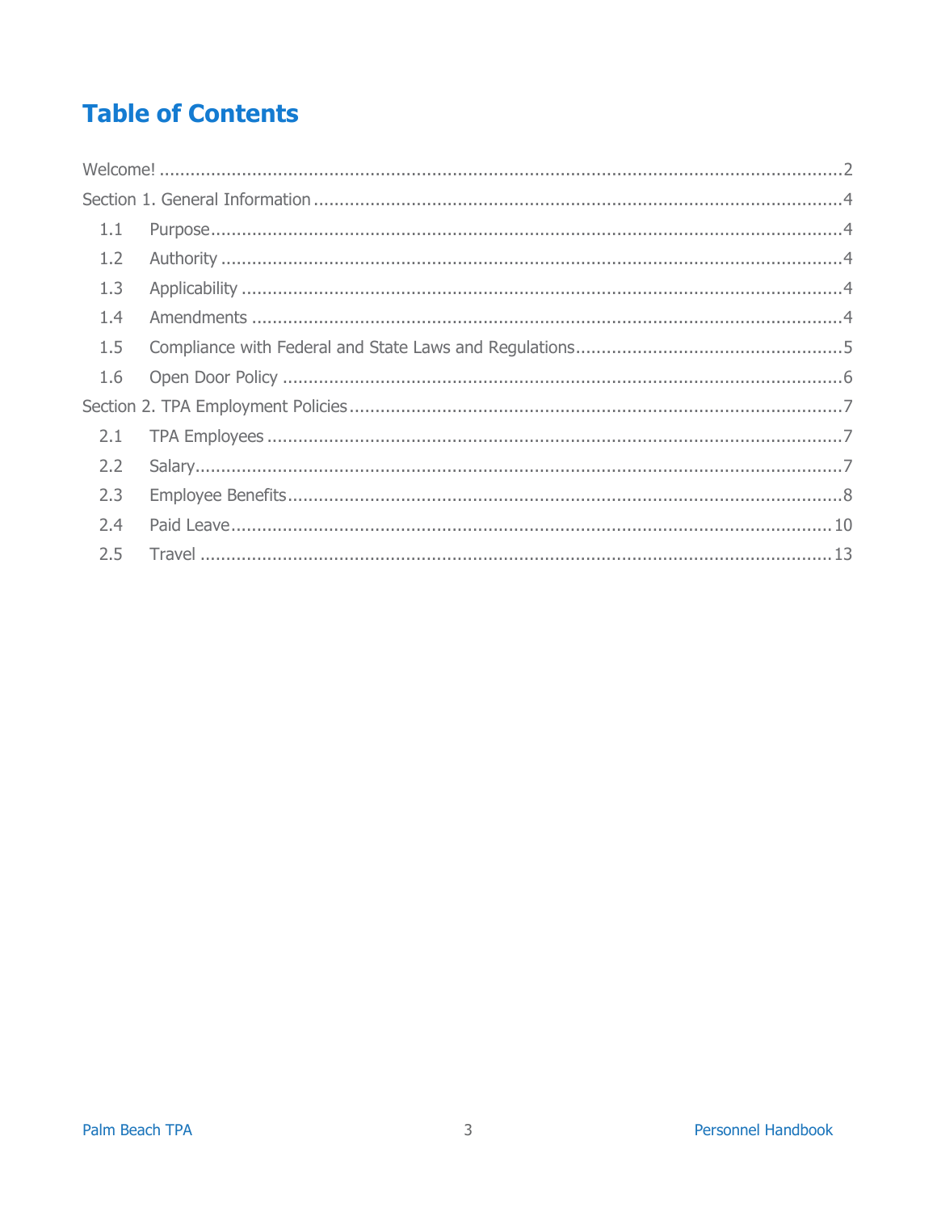# Table of Contents

Welcome! ........................................................................................................................ 2

Section 1. General Information ........................................................................................ 4

- 1.1 Purpose ........................................................................................................... 4
- 1.2 Authority ......................................................................................................... 4
- 1.3 Applicability .................................................................................................... 4
- 1.4 Amendments ................................................................................................... 4
- 1.5 Compliance with Federal and State Laws and Regulations ................................... 5
- 1.6 Open Door Policy ............................................................................................. 6

Section 2. TPA Employment Policies ................................................................................ 7

- 2.1 TPA Employees ................................................................................................ 7
- 2.2 Salary.............................................................................................................. 7
- 2.3 Employee Benefits............................................................................................ 8
- 2.4 Paid Leave ..................................................................................................... 10
- 2.5 Travel ........................................................................................................... 13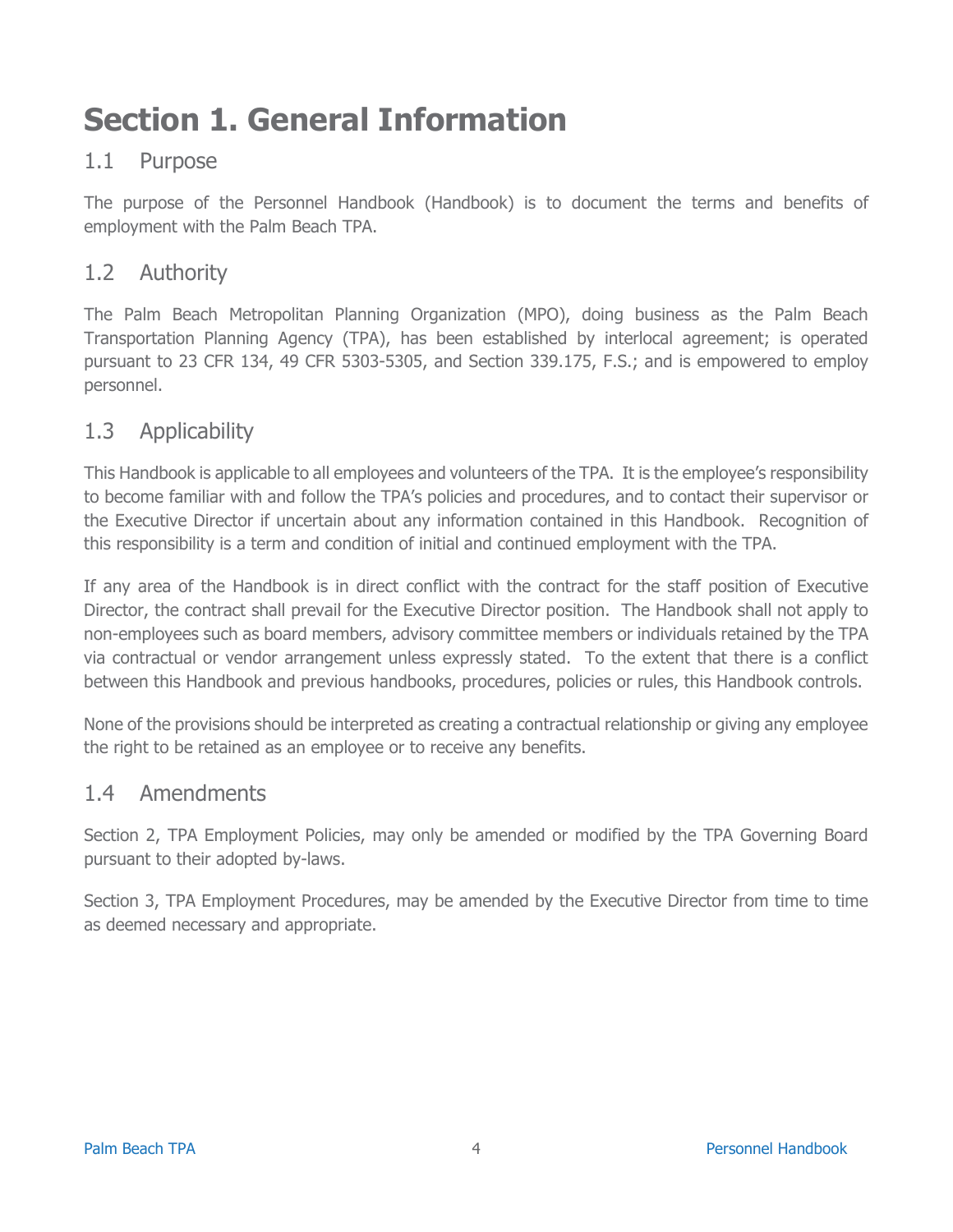# Section 1. General Information

## 1.1 Purpose

The purpose of the Personnel Handbook (Handbook) is to document the terms and benefits of employment with the Palm Beach TPA.

## 1.2 Authority

The Palm Beach Metropolitan Planning Organization (MPO), doing business as the Palm Beach Transportation Planning Agency (TPA), has been established by interlocal agreement; is operated pursuant to 23 CFR 134, 49 CFR 5303-5305, and Section 339.175, F.S.; and is empowered to employ personnel.

## 1.3 Applicability

This Handbook is applicable to all employees and volunteers of the TPA. It is the employee's responsibility to become familiar with and follow the TPA's policies and procedures, and to contact their supervisor or the Executive Director if uncertain about any information contained in this Handbook. Recognition of this responsibility is a term and condition of initial and continued employment with the TPA.

If any area of the Handbook is in direct conflict with the contract for the staff position of Executive Director, the contract shall prevail for the Executive Director position. The Handbook shall not apply to non-employees such as board members, advisory committee members or individuals retained by the TPA via contractual or vendor arrangement unless expressly stated. To the extent that there is a conflict between this Handbook and previous handbooks, procedures, policies or rules, this Handbook controls.

None of the provisions should be interpreted as creating a contractual relationship or giving any employee the right to be retained as an employee or to receive any benefits.

## 1.4 Amendments

Section 2, TPA Employment Policies, may only be amended or modified by the TPA Governing Board pursuant to their adopted by-laws.

Section 3, TPA Employment Procedures, may be amended by the Executive Director from time to time as deemed necessary and appropriate.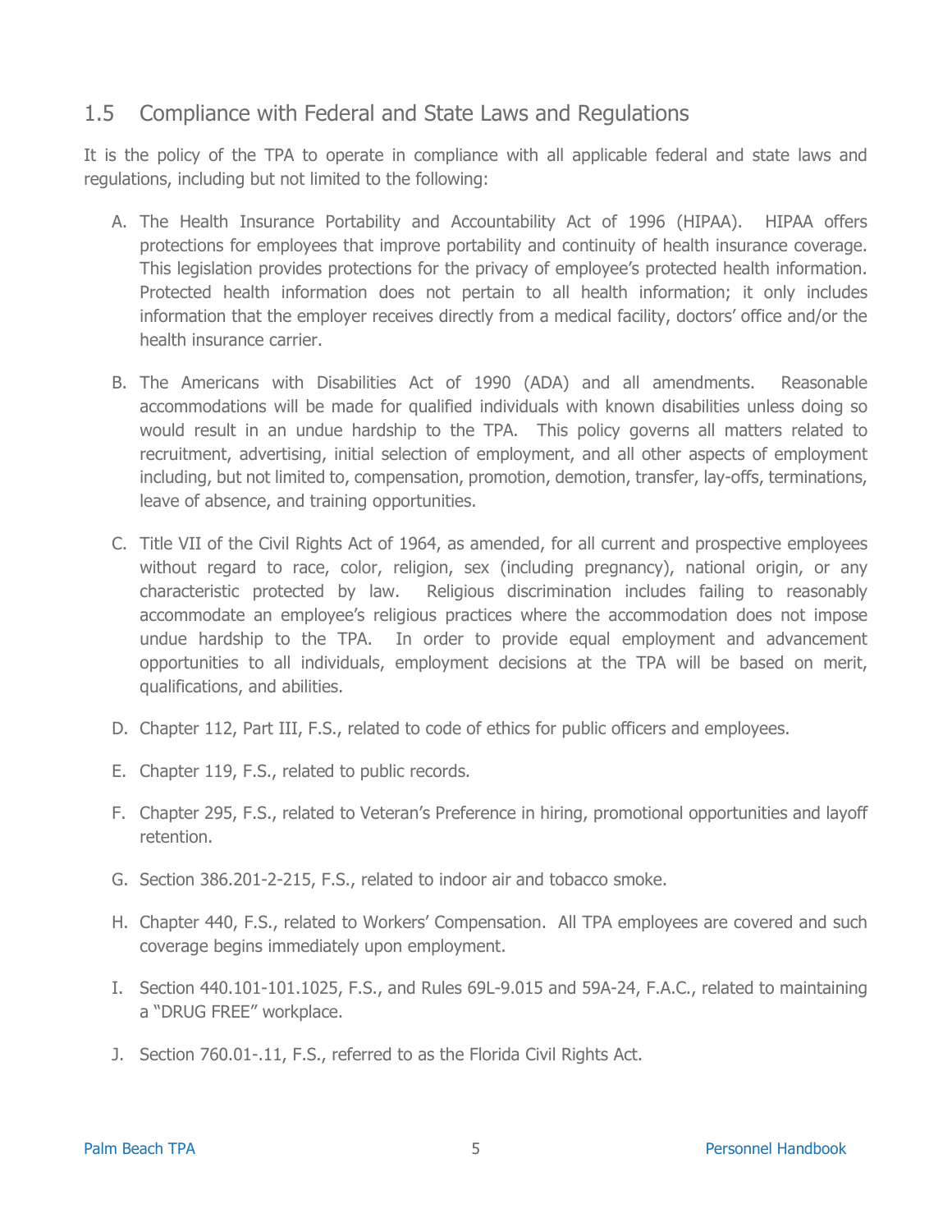## 1.5 Compliance with Federal and State Laws and Regulations

It is the policy of the TPA to operate in compliance with all applicable federal and state laws and regulations, including but not limited to the following:

A. The Health Insurance Portability and Accountability Act of 1996 (HIPAA). HIPAA offers protections for employees that improve portability and continuity of health insurance coverage. This legislation provides protections for the privacy of employee's protected health information. Protected health information does not pertain to all health information; it only includes information that the employer receives directly from a medical facility, doctors' office and/or the health insurance carrier.

B. The Americans with Disabilities Act of 1990 (ADA) and all amendments. Reasonable accommodations will be made for qualified individuals with known disabilities unless doing so would result in an undue hardship to the TPA. This policy governs all matters related to recruitment, advertising, initial selection of employment, and all other aspects of employment including, but not limited to, compensation, promotion, demotion, transfer, lay-offs, terminations, leave of absence, and training opportunities.

C. Title VII of the Civil Rights Act of 1964, as amended, for all current and prospective employees without regard to race, color, religion, sex (including pregnancy), national origin, or any characteristic protected by law. Religious discrimination includes failing to reasonably accommodate an employee's religious practices where the accommodation does not impose undue hardship to the TPA. In order to provide equal employment and advancement opportunities to all individuals, employment decisions at the TPA will be based on merit, qualifications, and abilities.

D. Chapter 112, Part III, F.S., related to code of ethics for public officers and employees.

E. Chapter 119, F.S., related to public records.

F. Chapter 295, F.S., related to Veteran's Preference in hiring, promotional opportunities and layoff retention.

G. Section 386.201-2-215, F.S., related to indoor air and tobacco smoke.

H. Chapter 440, F.S., related to Workers' Compensation. All TPA employees are covered and such coverage begins immediately upon employment.

I. Section 440.101-101.1025, F.S., and Rules 69L-9.015 and 59A-24, F.A.C., related to maintaining a "DRUG FREE" workplace.

J. Section 760.01-.11, F.S., referred to as the Florida Civil Rights Act.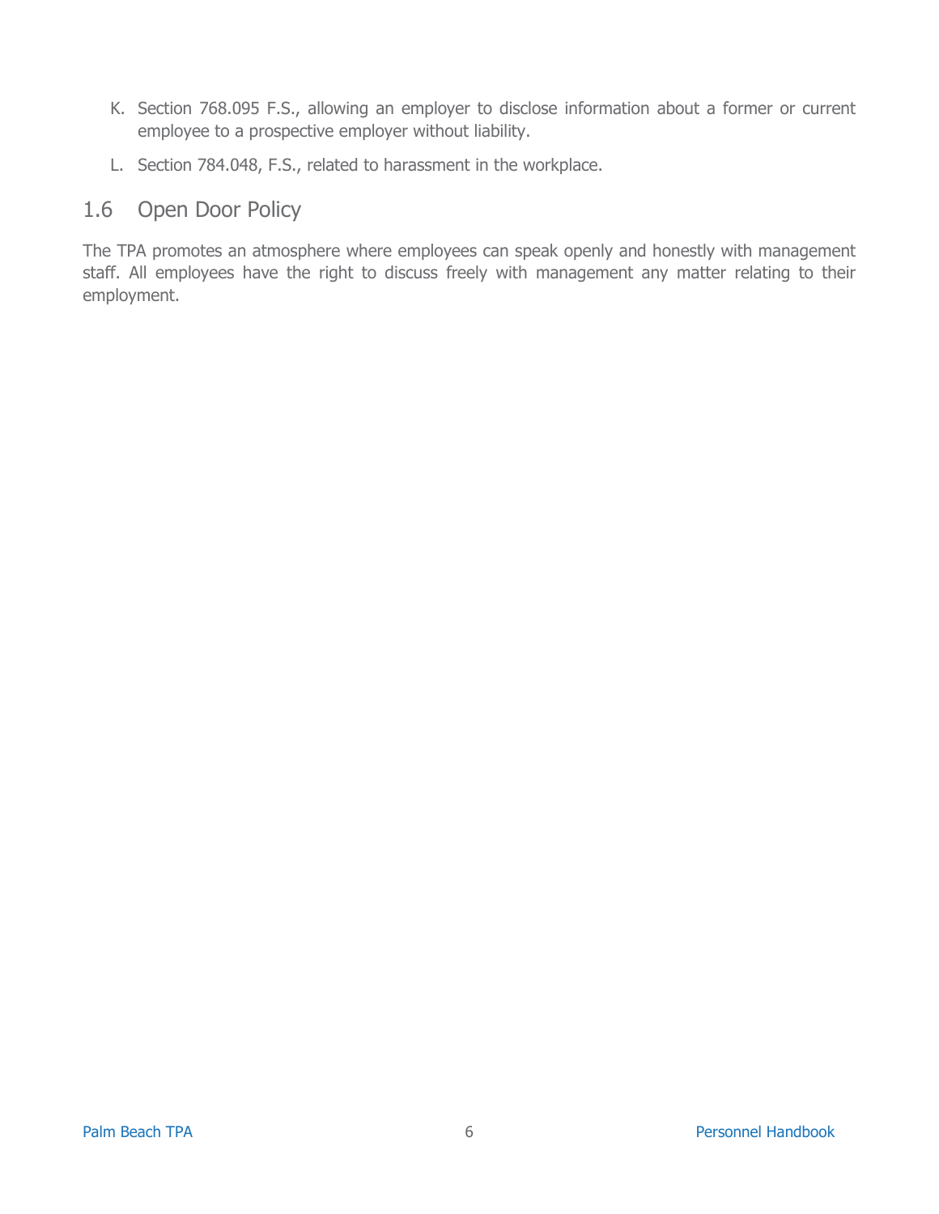K. Section 768.095 F.S., allowing an employer to disclose information about a former or current employee to a prospective employer without liability.

L. Section 784.048, F.S., related to harassment in the workplace.

## 1.6 Open Door Policy

The TPA promotes an atmosphere where employees can speak openly and honestly with management staff. All employees have the right to discuss freely with management any matter relating to their employment.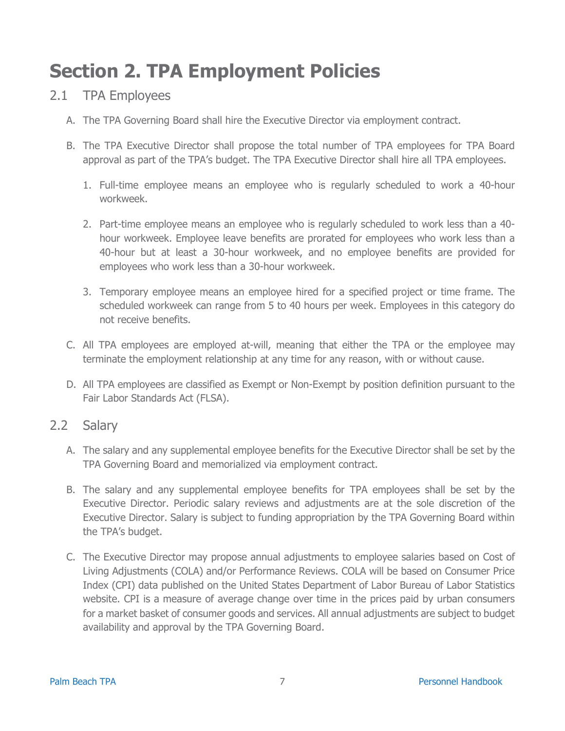# Section 2. TPA Employment Policies

## 2.1 TPA Employees

A. The TPA Governing Board shall hire the Executive Director via employment contract.

B. The TPA Executive Director shall propose the total number of TPA employees for TPA Board approval as part of the TPA's budget. The TPA Executive Director shall hire all TPA employees.

   1. Full-time employee means an employee who is regularly scheduled to work a 40-hour workweek.

   2. Part-time employee means an employee who is regularly scheduled to work less than a 40-hour workweek. Employee leave benefits are prorated for employees who work less than a 40-hour but at least a 30-hour workweek, and no employee benefits are provided for employees who work less than a 30-hour workweek.

   3. Temporary employee means an employee hired for a specified project or time frame. The scheduled workweek can range from 5 to 40 hours per week. Employees in this category do not receive benefits.

C. All TPA employees are employed at-will, meaning that either the TPA or the employee may terminate the employment relationship at any time for any reason, with or without cause.

D. All TPA employees are classified as Exempt or Non-Exempt by position definition pursuant to the Fair Labor Standards Act (FLSA).

## 2.2 Salary

A. The salary and any supplemental employee benefits for the Executive Director shall be set by the TPA Governing Board and memorialized via employment contract.

B. The salary and any supplemental employee benefits for TPA employees shall be set by the Executive Director. Periodic salary reviews and adjustments are at the sole discretion of the Executive Director. Salary is subject to funding appropriation by the TPA Governing Board within the TPA's budget.

C. The Executive Director may propose annual adjustments to employee salaries based on Cost of Living Adjustments (COLA) and/or Performance Reviews. COLA will be based on Consumer Price Index (CPI) data published on the United States Department of Labor Bureau of Labor Statistics website. CPI is a measure of average change over time in the prices paid by urban consumers for a market basket of consumer goods and services. All annual adjustments are subject to budget availability and approval by the TPA Governing Board.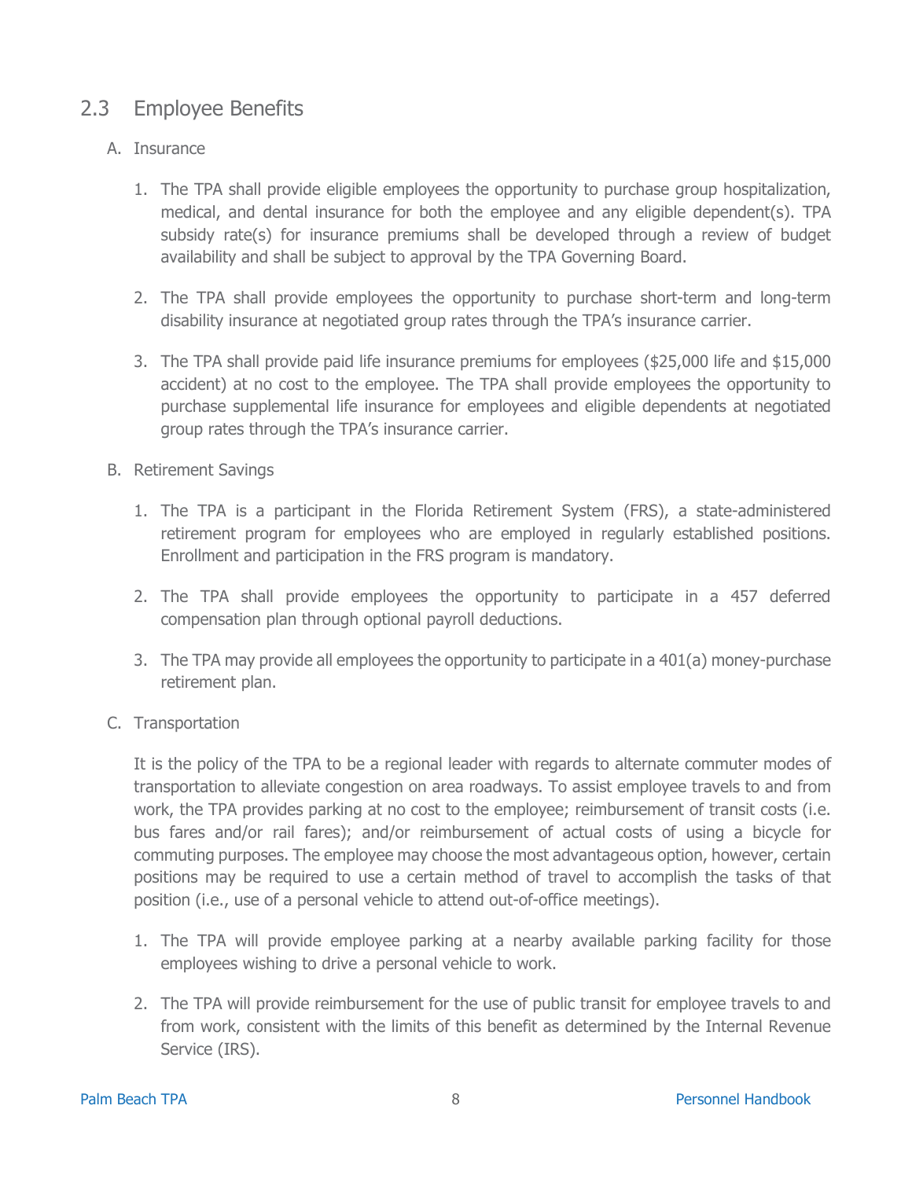## 2.3 Employee Benefits

A. Insurance

1. The TPA shall provide eligible employees the opportunity to purchase group hospitalization, medical, and dental insurance for both the employee and any eligible dependent(s). TPA subsidy rate(s) for insurance premiums shall be developed through a review of budget availability and shall be subject to approval by the TPA Governing Board.

2. The TPA shall provide employees the opportunity to purchase short-term and long-term disability insurance at negotiated group rates through the TPA's insurance carrier.

3. The TPA shall provide paid life insurance premiums for employees ($25,000 life and $15,000 accident) at no cost to the employee. The TPA shall provide employees the opportunity to purchase supplemental life insurance for employees and eligible dependents at negotiated group rates through the TPA's insurance carrier.

B. Retirement Savings

1. The TPA is a participant in the Florida Retirement System (FRS), a state-administered retirement program for employees who are employed in regularly established positions. Enrollment and participation in the FRS program is mandatory.

2. The TPA shall provide employees the opportunity to participate in a 457 deferred compensation plan through optional payroll deductions.

3. The TPA may provide all employees the opportunity to participate in a 401(a) money-purchase retirement plan.

C. Transportation

It is the policy of the TPA to be a regional leader with regards to alternate commuter modes of transportation to alleviate congestion on area roadways. To assist employee travels to and from work, the TPA provides parking at no cost to the employee; reimbursement of transit costs (i.e. bus fares and/or rail fares); and/or reimbursement of actual costs of using a bicycle for commuting purposes. The employee may choose the most advantageous option, however, certain positions may be required to use a certain method of travel to accomplish the tasks of that position (i.e., use of a personal vehicle to attend out-of-office meetings).

1. The TPA will provide employee parking at a nearby available parking facility for those employees wishing to drive a personal vehicle to work.

2. The TPA will provide reimbursement for the use of public transit for employee travels to and from work, consistent with the limits of this benefit as determined by the Internal Revenue Service (IRS).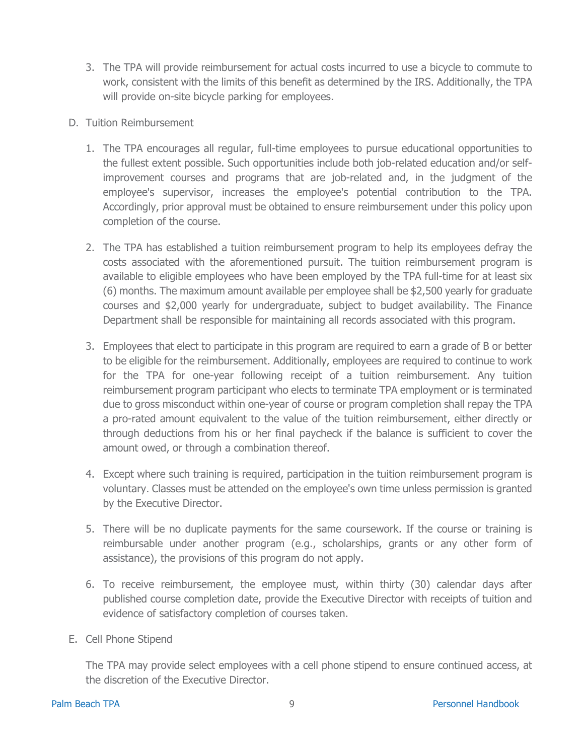3. The TPA will provide reimbursement for actual costs incurred to use a bicycle to commute to work, consistent with the limits of this benefit as determined by the IRS. Additionally, the TPA will provide on-site bicycle parking for employees.

D. Tuition Reimbursement

1. The TPA encourages all regular, full-time employees to pursue educational opportunities to the fullest extent possible. Such opportunities include both job-related education and/or self-improvement courses and programs that are job-related and, in the judgment of the employee's supervisor, increases the employee's potential contribution to the TPA. Accordingly, prior approval must be obtained to ensure reimbursement under this policy upon completion of the course.

2. The TPA has established a tuition reimbursement program to help its employees defray the costs associated with the aforementioned pursuit. The tuition reimbursement program is available to eligible employees who have been employed by the TPA full-time for at least six (6) months. The maximum amount available per employee shall be $2,500 yearly for graduate courses and $2,000 yearly for undergraduate, subject to budget availability. The Finance Department shall be responsible for maintaining all records associated with this program.

3. Employees that elect to participate in this program are required to earn a grade of B or better to be eligible for the reimbursement. Additionally, employees are required to continue to work for the TPA for one-year following receipt of a tuition reimbursement. Any tuition reimbursement program participant who elects to terminate TPA employment or is terminated due to gross misconduct within one-year of course or program completion shall repay the TPA a pro-rated amount equivalent to the value of the tuition reimbursement, either directly or through deductions from his or her final paycheck if the balance is sufficient to cover the amount owed, or through a combination thereof.

4. Except where such training is required, participation in the tuition reimbursement program is voluntary. Classes must be attended on the employee's own time unless permission is granted by the Executive Director.

5. There will be no duplicate payments for the same coursework. If the course or training is reimbursable under another program (e.g., scholarships, grants or any other form of assistance), the provisions of this program do not apply.

6. To receive reimbursement, the employee must, within thirty (30) calendar days after published course completion date, provide the Executive Director with receipts of tuition and evidence of satisfactory completion of courses taken.

E. Cell Phone Stipend

The TPA may provide select employees with a cell phone stipend to ensure continued access, at the discretion of the Executive Director.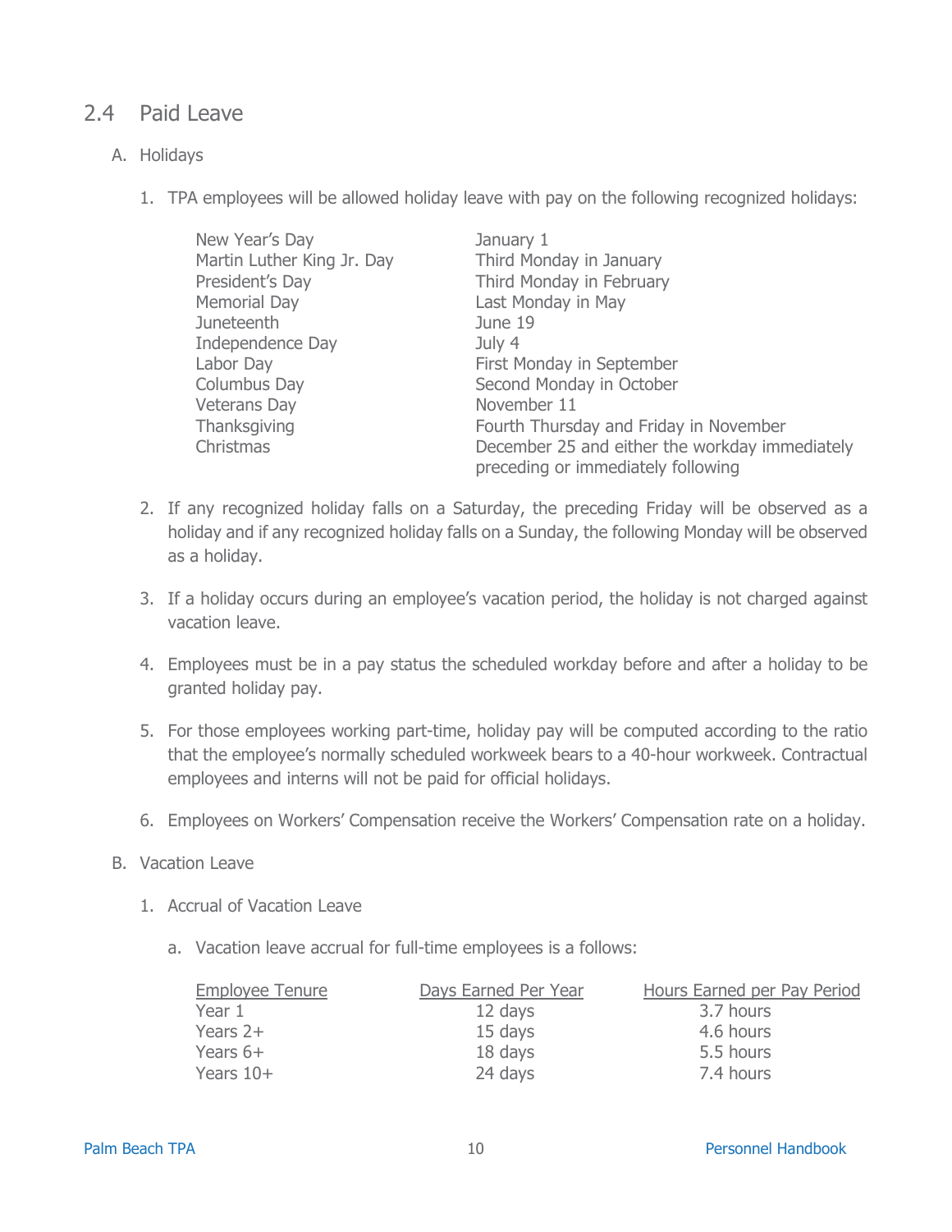## 2.4 Paid Leave

A. Holidays

1. TPA employees will be allowed holiday leave with pay on the following recognized holidays:

| | |
|---|---|
| New Year's Day | January 1 |
| Martin Luther King Jr. Day | Third Monday in January |
| President's Day | Third Monday in February |
| Memorial Day | Last Monday in May |
| Juneteenth | June 19 |
| Independence Day | July 4 |
| Labor Day | First Monday in September |
| Columbus Day | Second Monday in October |
| Veterans Day | November 11 |
| Thanksgiving | Fourth Thursday and Friday in November |
| Christmas | December 25 and either the workday immediately preceding or immediately following |

2. If any recognized holiday falls on a Saturday, the preceding Friday will be observed as a holiday and if any recognized holiday falls on a Sunday, the following Monday will be observed as a holiday.

3. If a holiday occurs during an employee's vacation period, the holiday is not charged against vacation leave.

4. Employees must be in a pay status the scheduled workday before and after a holiday to be granted holiday pay.

5. For those employees working part-time, holiday pay will be computed according to the ratio that the employee's normally scheduled workweek bears to a 40-hour workweek. Contractual employees and interns will not be paid for official holidays.

6. Employees on Workers' Compensation receive the Workers' Compensation rate on a holiday.

B. Vacation Leave

1. Accrual of Vacation Leave

   a. Vacation leave accrual for full-time employees is a follows:

| Employee Tenure | Days Earned Per Year | Hours Earned per Pay Period |
|---|---|---|
| Year 1 | 12 days | 3.7 hours |
| Years 2+ | 15 days | 4.6 hours |
| Years 6+ | 18 days | 5.5 hours |
| Years 10+ | 24 days | 7.4 hours |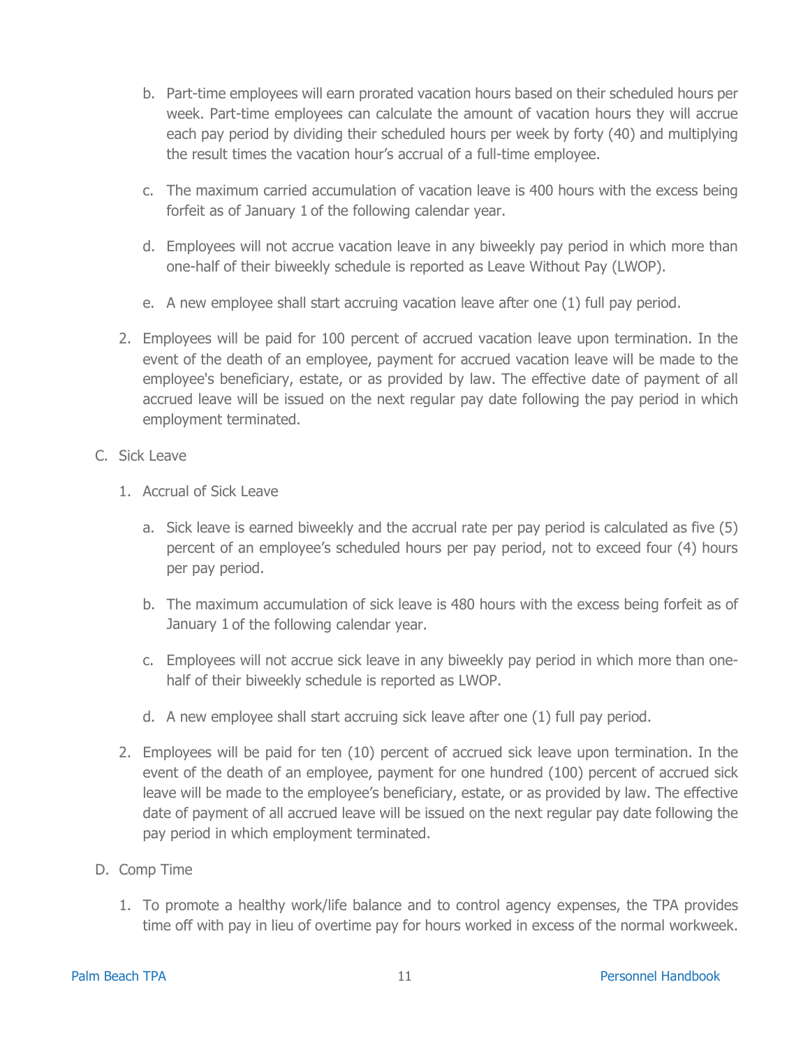b. Part-time employees will earn prorated vacation hours based on their scheduled hours per week. Part-time employees can calculate the amount of vacation hours they will accrue each pay period by dividing their scheduled hours per week by forty (40) and multiplying the result times the vacation hour's accrual of a full-time employee.

   c. The maximum carried accumulation of vacation leave is 400 hours with the excess being forfeit as of January 1 of the following calendar year.

   d. Employees will not accrue vacation leave in any biweekly pay period in which more than one-half of their biweekly schedule is reported as Leave Without Pay (LWOP).

   e. A new employee shall start accruing vacation leave after one (1) full pay period.

2. Employees will be paid for 100 percent of accrued vacation leave upon termination. In the event of the death of an employee, payment for accrued vacation leave will be made to the employee's beneficiary, estate, or as provided by law. The effective date of payment of all accrued leave will be issued on the next regular pay date following the pay period in which employment terminated.

C. Sick Leave

1. Accrual of Sick Leave

   a. Sick leave is earned biweekly and the accrual rate per pay period is calculated as five (5) percent of an employee's scheduled hours per pay period, not to exceed four (4) hours per pay period.

   b. The maximum accumulation of sick leave is 480 hours with the excess being forfeit as of January 1 of the following calendar year.

   c. Employees will not accrue sick leave in any biweekly pay period in which more than one-half of their biweekly schedule is reported as LWOP.

   d. A new employee shall start accruing sick leave after one (1) full pay period.

2. Employees will be paid for ten (10) percent of accrued sick leave upon termination. In the event of the death of an employee, payment for one hundred (100) percent of accrued sick leave will be made to the employee's beneficiary, estate, or as provided by law. The effective date of payment of all accrued leave will be issued on the next regular pay date following the pay period in which employment terminated.

D. Comp Time

1. To promote a healthy work/life balance and to control agency expenses, the TPA provides time off with pay in lieu of overtime pay for hours worked in excess of the normal workweek.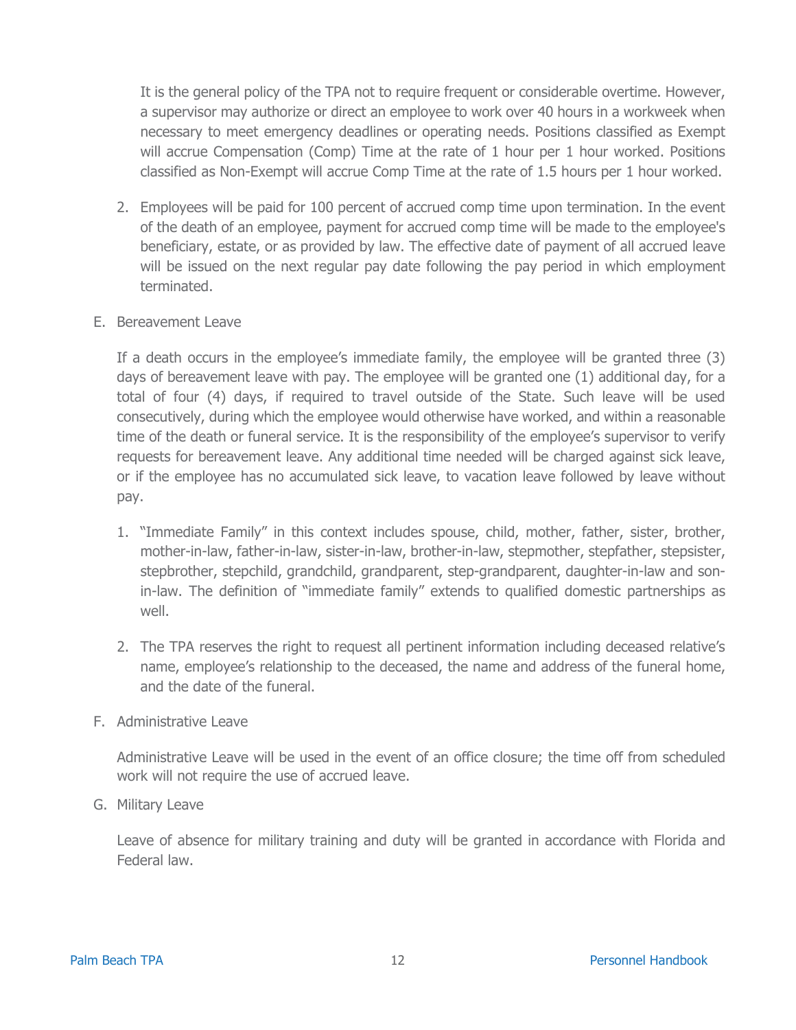It is the general policy of the TPA not to require frequent or considerable overtime. However, a supervisor may authorize or direct an employee to work over 40 hours in a workweek when necessary to meet emergency deadlines or operating needs. Positions classified as Exempt will accrue Compensation (Comp) Time at the rate of 1 hour per 1 hour worked. Positions classified as Non-Exempt will accrue Comp Time at the rate of 1.5 hours per 1 hour worked.

2. Employees will be paid for 100 percent of accrued comp time upon termination. In the event of the death of an employee, payment for accrued comp time will be made to the employee's beneficiary, estate, or as provided by law. The effective date of payment of all accrued leave will be issued on the next regular pay date following the pay period in which employment terminated.

E. Bereavement Leave

If a death occurs in the employee's immediate family, the employee will be granted three (3) days of bereavement leave with pay. The employee will be granted one (1) additional day, for a total of four (4) days, if required to travel outside of the State. Such leave will be used consecutively, during which the employee would otherwise have worked, and within a reasonable time of the death or funeral service. It is the responsibility of the employee's supervisor to verify requests for bereavement leave. Any additional time needed will be charged against sick leave, or if the employee has no accumulated sick leave, to vacation leave followed by leave without pay.

1. "Immediate Family" in this context includes spouse, child, mother, father, sister, brother, mother-in-law, father-in-law, sister-in-law, brother-in-law, stepmother, stepfather, stepsister, stepbrother, stepchild, grandchild, grandparent, step-grandparent, daughter-in-law and son-in-law. The definition of "immediate family" extends to qualified domestic partnerships as well.

2. The TPA reserves the right to request all pertinent information including deceased relative's name, employee's relationship to the deceased, the name and address of the funeral home, and the date of the funeral.

F. Administrative Leave

Administrative Leave will be used in the event of an office closure; the time off from scheduled work will not require the use of accrued leave.

G. Military Leave

Leave of absence for military training and duty will be granted in accordance with Florida and Federal law.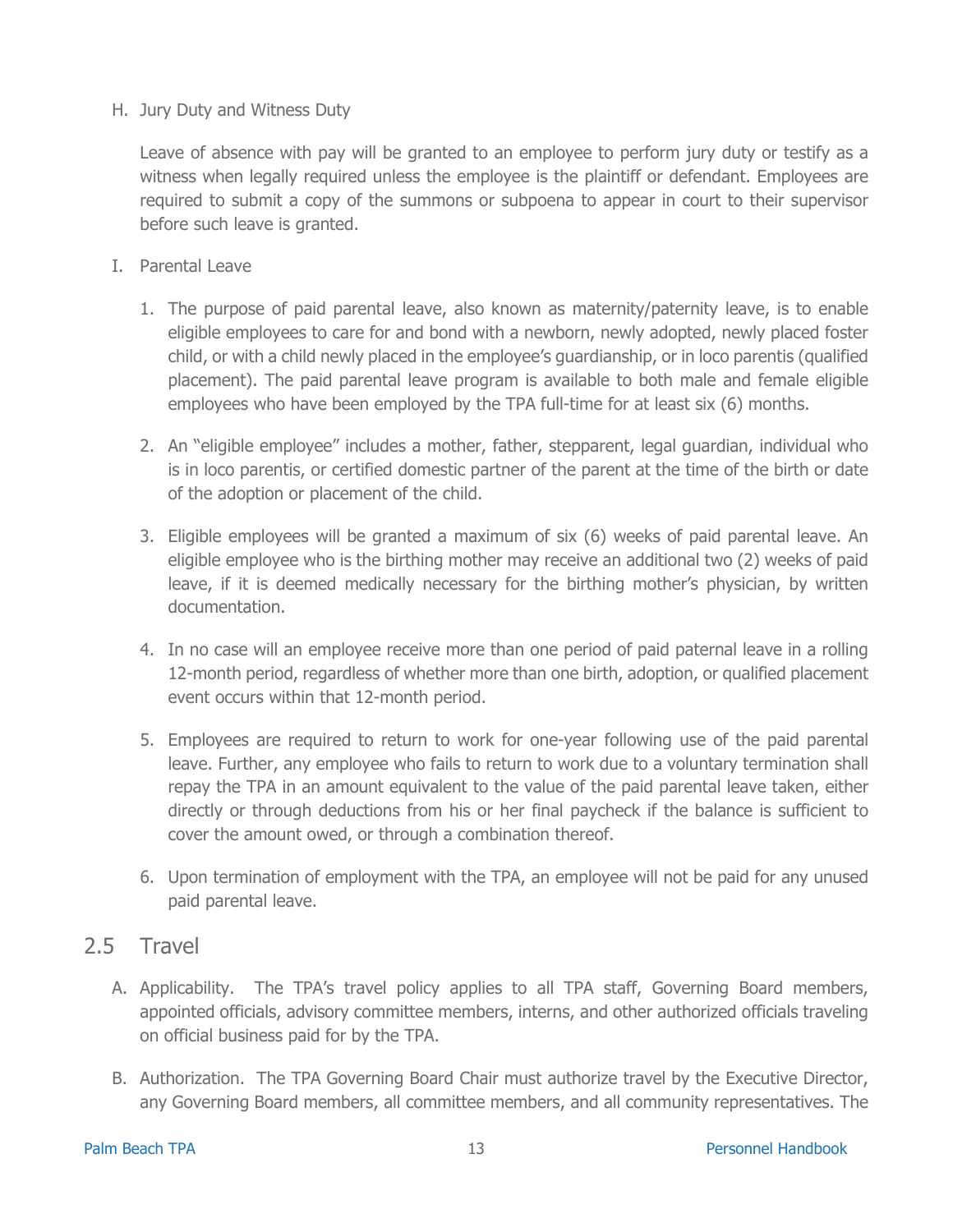H. Jury Duty and Witness Duty

   Leave of absence with pay will be granted to an employee to perform jury duty or testify as a witness when legally required unless the employee is the plaintiff or defendant. Employees are required to submit a copy of the summons or subpoena to appear in court to their supervisor before such leave is granted.

I. Parental Leave

   1. The purpose of paid parental leave, also known as maternity/paternity leave, is to enable eligible employees to care for and bond with a newborn, newly adopted, newly placed foster child, or with a child newly placed in the employee's guardianship, or in loco parentis (qualified placement). The paid parental leave program is available to both male and female eligible employees who have been employed by the TPA full-time for at least six (6) months.

   2. An "eligible employee" includes a mother, father, stepparent, legal guardian, individual who is in loco parentis, or certified domestic partner of the parent at the time of the birth or date of the adoption or placement of the child.

   3. Eligible employees will be granted a maximum of six (6) weeks of paid parental leave. An eligible employee who is the birthing mother may receive an additional two (2) weeks of paid leave, if it is deemed medically necessary for the birthing mother's physician, by written documentation.

   4. In no case will an employee receive more than one period of paid paternal leave in a rolling 12-month period, regardless of whether more than one birth, adoption, or qualified placement event occurs within that 12-month period.

   5. Employees are required to return to work for one-year following use of the paid parental leave. Further, any employee who fails to return to work due to a voluntary termination shall repay the TPA in an amount equivalent to the value of the paid parental leave taken, either directly or through deductions from his or her final paycheck if the balance is sufficient to cover the amount owed, or through a combination thereof.

   6. Upon termination of employment with the TPA, an employee will not be paid for any unused paid parental leave.

## 2.5 Travel

A. Applicability. The TPA's travel policy applies to all TPA staff, Governing Board members, appointed officials, advisory committee members, interns, and other authorized officials traveling on official business paid for by the TPA.

B. Authorization. The TPA Governing Board Chair must authorize travel by the Executive Director, any Governing Board members, all committee members, and all community representatives. The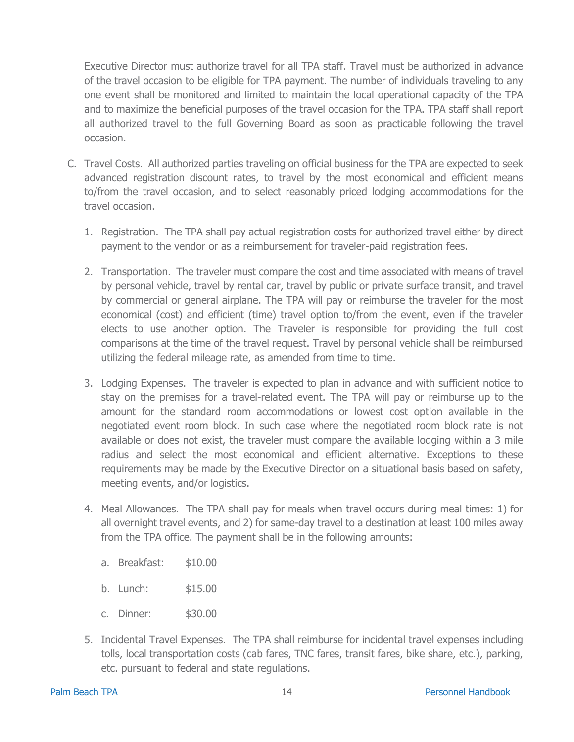Executive Director must authorize travel for all TPA staff. Travel must be authorized in advance of the travel occasion to be eligible for TPA payment. The number of individuals traveling to any one event shall be monitored and limited to maintain the local operational capacity of the TPA and to maximize the beneficial purposes of the travel occasion for the TPA. TPA staff shall report all authorized travel to the full Governing Board as soon as practicable following the travel occasion.

C. Travel Costs. All authorized parties traveling on official business for the TPA are expected to seek advanced registration discount rates, to travel by the most economical and efficient means to/from the travel occasion, and to select reasonably priced lodging accommodations for the travel occasion.

   1. Registration. The TPA shall pay actual registration costs for authorized travel either by direct payment to the vendor or as a reimbursement for traveler-paid registration fees.

   2. Transportation. The traveler must compare the cost and time associated with means of travel by personal vehicle, travel by rental car, travel by public or private surface transit, and travel by commercial or general airplane. The TPA will pay or reimburse the traveler for the most economical (cost) and efficient (time) travel option to/from the event, even if the traveler elects to use another option. The Traveler is responsible for providing the full cost comparisons at the time of the travel request. Travel by personal vehicle shall be reimbursed utilizing the federal mileage rate, as amended from time to time.

   3. Lodging Expenses. The traveler is expected to plan in advance and with sufficient notice to stay on the premises for a travel-related event. The TPA will pay or reimburse up to the amount for the standard room accommodations or lowest cost option available in the negotiated event room block. In such case where the negotiated room block rate is not available or does not exist, the traveler must compare the available lodging within a 3 mile radius and select the most economical and efficient alternative. Exceptions to these requirements may be made by the Executive Director on a situational basis based on safety, meeting events, and/or logistics.

   4. Meal Allowances. The TPA shall pay for meals when travel occurs during meal times: 1) for all overnight travel events, and 2) for same-day travel to a destination at least 100 miles away from the TPA office. The payment shall be in the following amounts:

      a. Breakfast: $10.00

      b. Lunch: $15.00

      c. Dinner: $30.00

   5. Incidental Travel Expenses. The TPA shall reimburse for incidental travel expenses including tolls, local transportation costs (cab fares, TNC fares, transit fares, bike share, etc.), parking, etc. pursuant to federal and state regulations.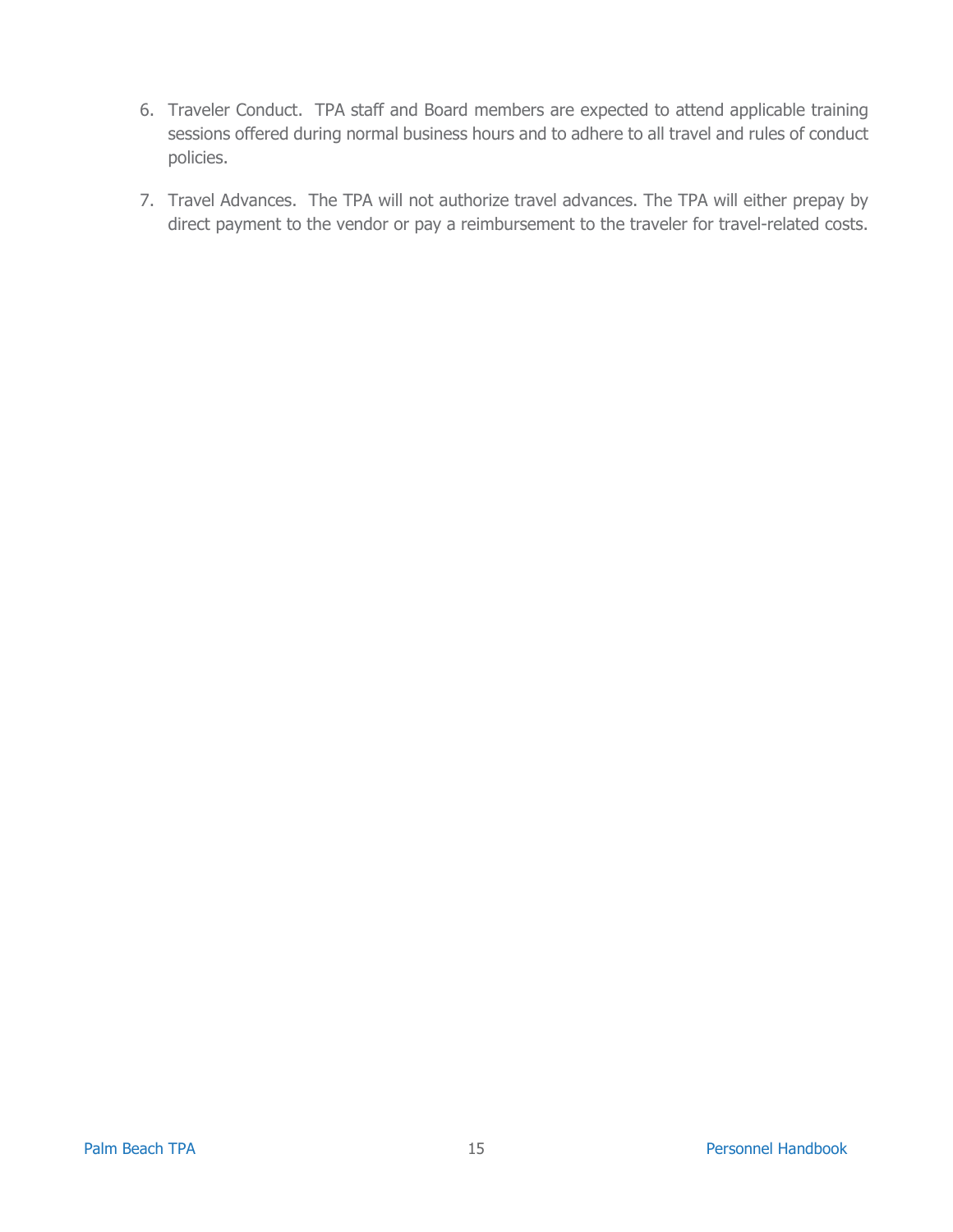6. Traveler Conduct. TPA staff and Board members are expected to attend applicable training sessions offered during normal business hours and to adhere to all travel and rules of conduct policies.

7. Travel Advances. The TPA will not authorize travel advances. The TPA will either prepay by direct payment to the vendor or pay a reimbursement to the traveler for travel-related costs.